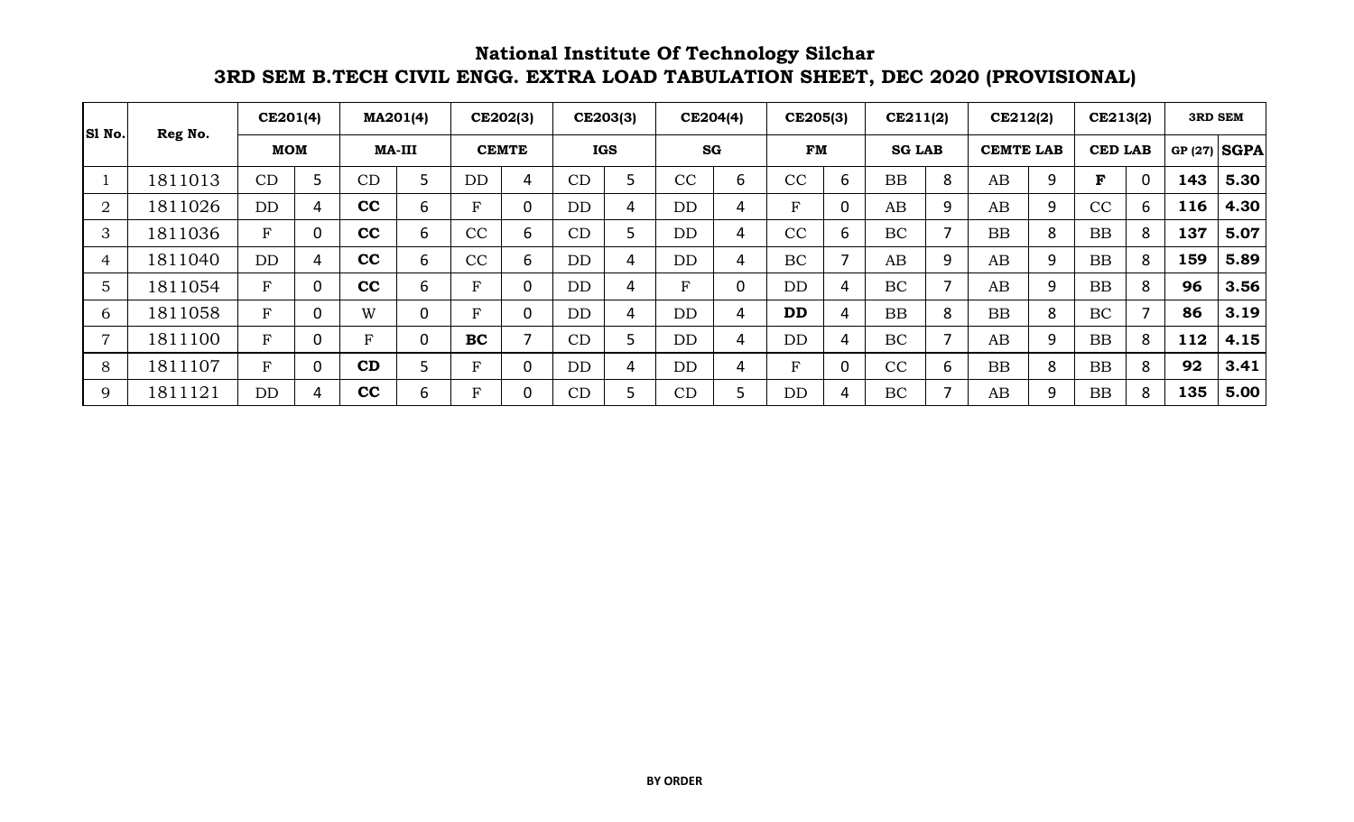# National Institute Of Technology Silchar

## 3RD SEM B.TECH CIVIL ENGG. EXTRA LOAD TABULATION SHEET, DEC 2020 (PROVISIONAL)

| Sl No. | Reg No. | CE201(4) | | MA201(4) | | CE202(3) | | CE203(3) | | CE204(4) | | CE205(3) | | CE211(2) | | CE212(2) | | CE213(2) | | 3RD SEM | |
|---|---|---|---|---|---|---|---|---|---|---|---|---|---|---|---|---|---|---|---|---|---|
| | | MOM | | MA-III | | CEMTE | | IGS | | SG | | FM | | SG LAB | | CEMTE LAB | | CED LAB | | GP (27) | SGPA |
| 1 | 1811013 | CD | 5 | CD | 5 | DD | 4 | CD | 5 | CC | 6 | CC | 6 | BB | 8 | AB | 9 | **F** | 0 | **143** | **5.30** |
| 2 | 1811026 | DD | 4 | **CC** | 6 | F | 0 | DD | 4 | DD | 4 | F | 0 | AB | 9 | AB | 9 | CC | 6 | **116** | **4.30** |
| 3 | 1811036 | F | 0 | **CC** | 6 | CC | 6 | CD | 5 | DD | 4 | CC | 6 | BC | 7 | BB | 8 | BB | 8 | **137** | **5.07** |
| 4 | 1811040 | DD | 4 | **CC** | 6 | CC | 6 | DD | 4 | DD | 4 | BC | 7 | AB | 9 | AB | 9 | BB | 8 | **159** | **5.89** |
| 5 | 1811054 | F | 0 | **CC** | 6 | F | 0 | DD | 4 | F | 0 | DD | 4 | BC | 7 | AB | 9 | BB | 8 | **96** | **3.56** |
| 6 | 1811058 | F | 0 | W | 0 | F | 0 | DD | 4 | DD | 4 | **DD** | 4 | BB | 8 | BB | 8 | BC | 7 | **86** | **3.19** |
| 7 | 1811100 | F | 0 | F | 0 | **BC** | 7 | CD | 5 | DD | 4 | DD | 4 | BC | 7 | AB | 9 | BB | 8 | **112** | **4.15** |
| 8 | 1811107 | F | 0 | **CD** | 5 | F | 0 | DD | 4 | DD | 4 | F | 0 | CC | 6 | BB | 8 | BB | 8 | **92** | **3.41** |
| 9 | 1811121 | DD | 4 | **CC** | 6 | F | 0 | CD | 5 | CD | 5 | DD | 4 | BC | 7 | AB | 9 | BB | 8 | **135** | **5.00** |

**BY ORDER**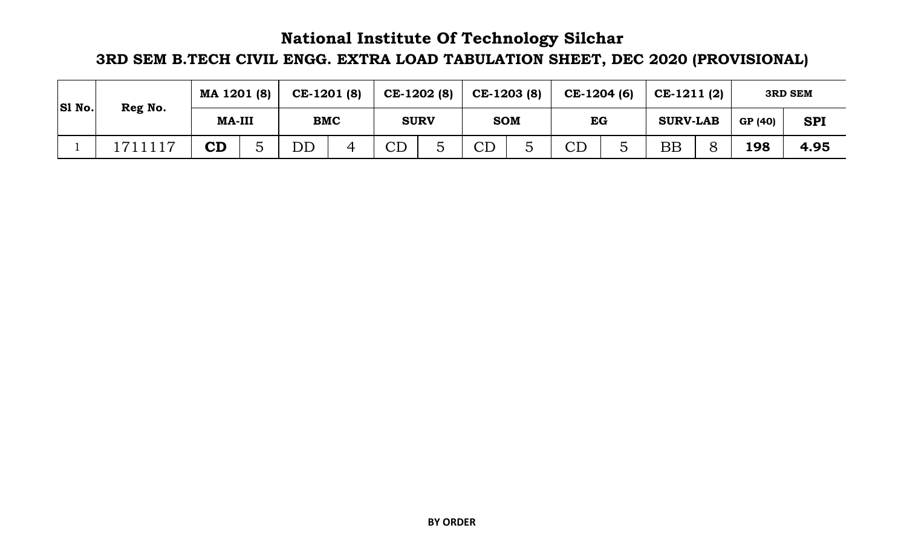# National Institute Of Technology Silchar

## 3RD SEM B.TECH CIVIL ENGG. EXTRA LOAD TABULATION SHEET, DEC 2020 (PROVISIONAL)

| Sl No. | Reg No. | MA 1201 (8) | | CE-1201 (8) | | CE-1202 (8) | | CE-1203 (8) | | CE-1204 (6) | | CE-1211 (2) | | 3RD SEM | |
|---|---|---|---|---|---|---|---|---|---|---|---|---|---|---|---|
| | | MA-III | | BMC | | SURV | | SOM | | EG | | SURV-LAB | | GP (40) | SPI |
| 1 | 1711117 | **CD** | 5 | DD | 4 | CD | 5 | CD | 5 | CD | 5 | BB | 8 | **198** | **4.95** |

**BY ORDER**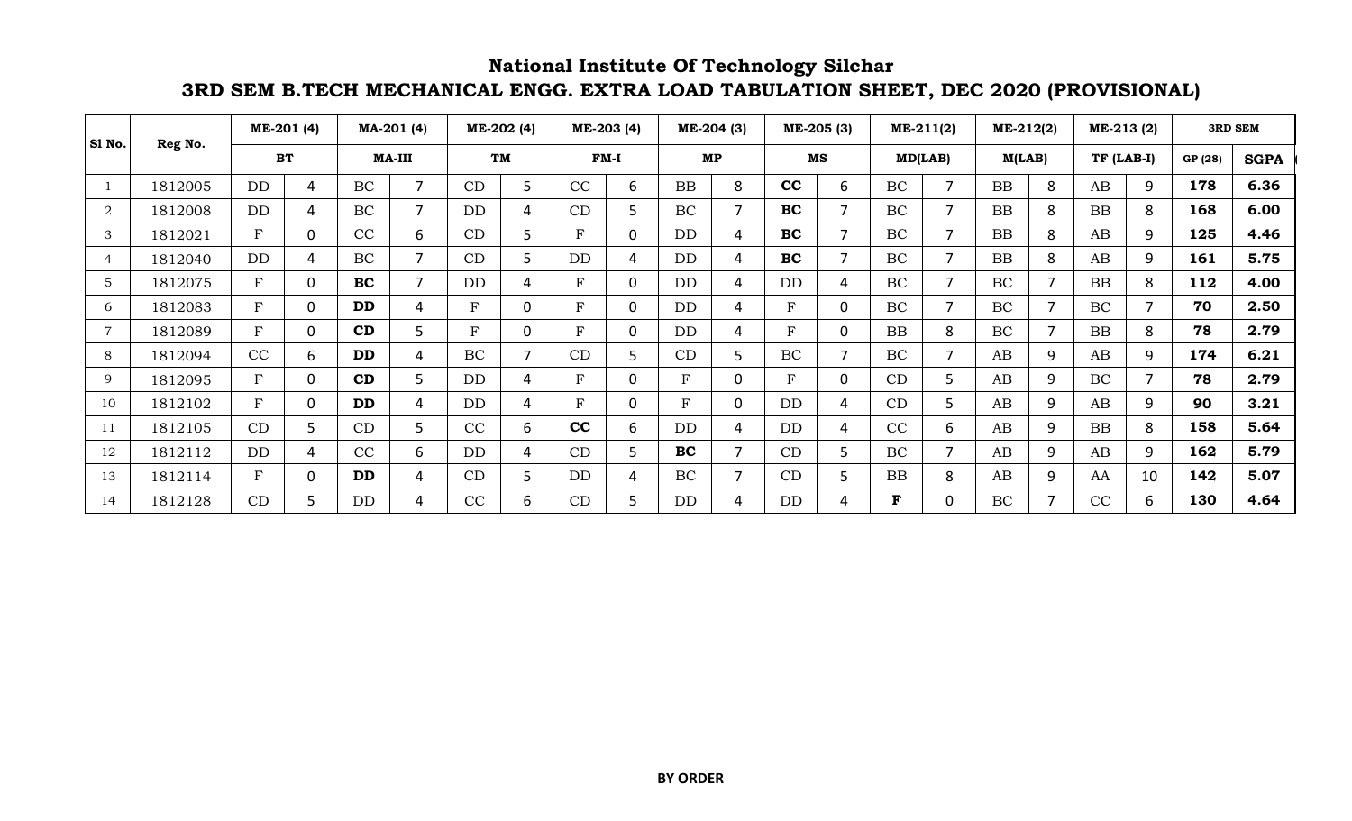# National Institute Of Technology Silchar

## 3RD SEM B.TECH MECHANICAL ENGG. EXTRA LOAD TABULATION SHEET, DEC 2020 (PROVISIONAL)

| Sl No. | Reg No. | ME-201 (4) | | MA-201 (4) | | ME-202 (4) | | ME-203 (4) | | ME-204 (3) | | ME-205 (3) | | ME-211(2) | | ME-212(2) | | ME-213 (2) | | 3RD SEM | |
|---|---|---|---|---|---|---|---|---|---|---|---|---|---|---|---|---|---|---|---|---|---|
| | | BT | | MA-III | | TM | | FM-I | | MP | | MS | | MD(LAB) | | M(LAB) | | TF (LAB-I) | | GP (28) | SGPA |
| 1 | 1812005 | DD | 4 | BC | 7 | CD | 5 | CC | 6 | BB | 8 | **CC** | 6 | BC | 7 | BB | 8 | AB | 9 | **178** | **6.36** |
| 2 | 1812008 | DD | 4 | BC | 7 | DD | 4 | CD | 5 | BC | 7 | **BC** | 7 | BC | 7 | BB | 8 | BB | 8 | **168** | **6.00** |
| 3 | 1812021 | F | 0 | CC | 6 | CD | 5 | F | 0 | DD | 4 | **BC** | 7 | BC | 7 | BB | 8 | AB | 9 | **125** | **4.46** |
| 4 | 1812040 | DD | 4 | BC | 7 | CD | 5 | DD | 4 | DD | 4 | **BC** | 7 | BC | 7 | BB | 8 | AB | 9 | **161** | **5.75** |
| 5 | 1812075 | F | 0 | **BC** | 7 | DD | 4 | F | 0 | DD | 4 | DD | 4 | BC | 7 | BC | 7 | BB | 8 | **112** | **4.00** |
| 6 | 1812083 | F | 0 | **DD** | 4 | F | 0 | F | 0 | DD | 4 | F | 0 | BC | 7 | BC | 7 | BC | 7 | **70** | **2.50** |
| 7 | 1812089 | F | 0 | **CD** | 5 | F | 0 | F | 0 | DD | 4 | F | 0 | BB | 8 | BC | 7 | BB | 8 | **78** | **2.79** |
| 8 | 1812094 | CC | 6 | **DD** | 4 | BC | 7 | CD | 5 | CD | 5 | BC | 7 | BC | 7 | AB | 9 | AB | 9 | **174** | **6.21** |
| 9 | 1812095 | F | 0 | **CD** | 5 | DD | 4 | F | 0 | F | 0 | F | 0 | CD | 5 | AB | 9 | BC | 7 | **78** | **2.79** |
| 10 | 1812102 | F | 0 | **DD** | 4 | DD | 4 | F | 0 | F | 0 | DD | 4 | CD | 5 | AB | 9 | AB | 9 | **90** | **3.21** |
| 11 | 1812105 | CD | 5 | CD | 5 | CC | 6 | **CC** | 6 | DD | 4 | DD | 4 | CC | 6 | AB | 9 | BB | 8 | **158** | **5.64** |
| 12 | 1812112 | DD | 4 | CC | 6 | DD | 4 | CD | 5 | **BC** | 7 | CD | 5 | BC | 7 | AB | 9 | AB | 9 | **162** | **5.79** |
| 13 | 1812114 | F | 0 | **DD** | 4 | CD | 5 | DD | 4 | BC | 7 | CD | 5 | BB | 8 | AB | 9 | AA | 10 | **142** | **5.07** |
| 14 | 1812128 | CD | 5 | DD | 4 | CC | 6 | CD | 5 | DD | 4 | DD | 4 | **F** | 0 | BC | 7 | CC | 6 | **130** | **4.64** |

**BY ORDER**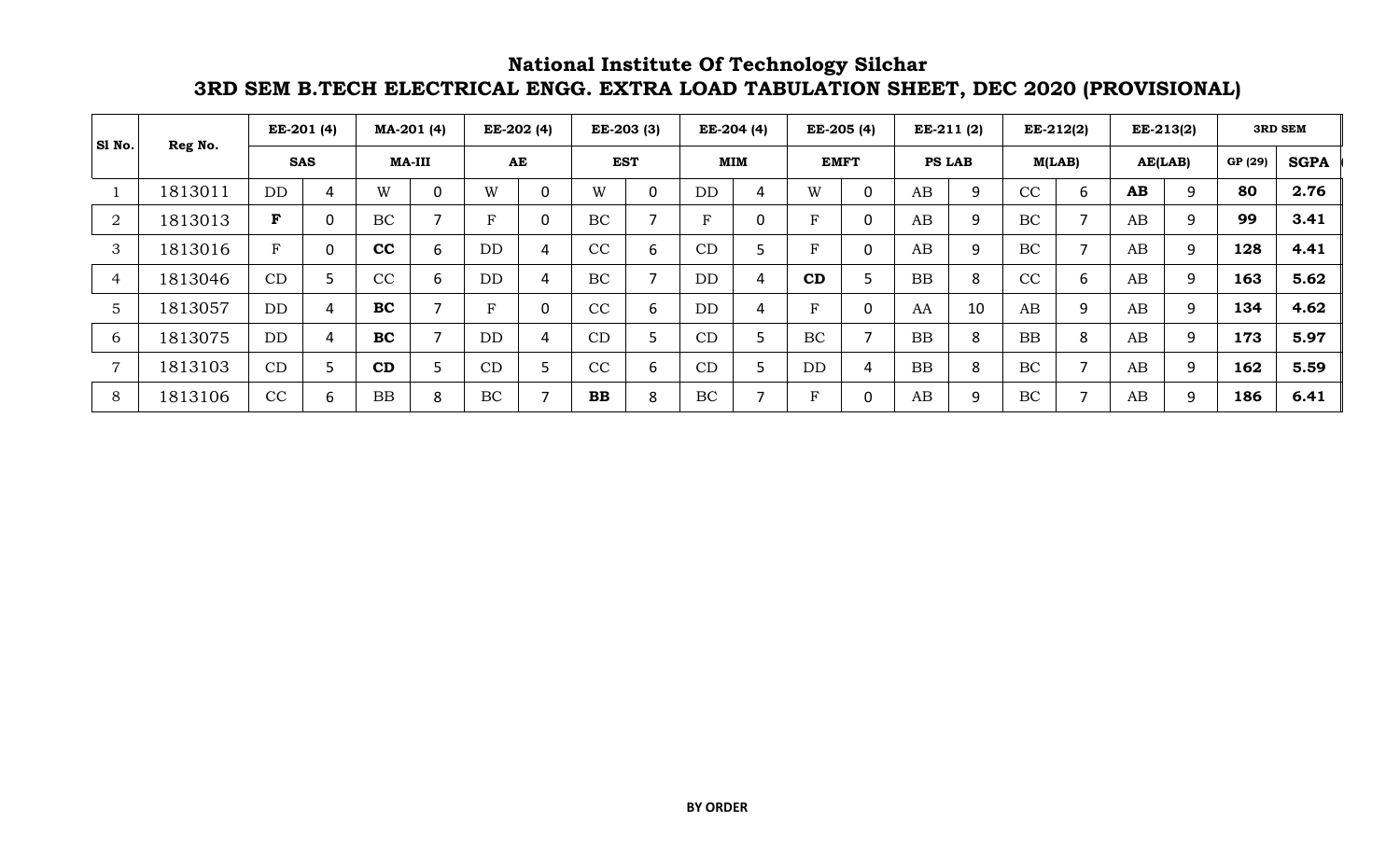# National Institute Of Technology Silchar

## 3RD SEM B.TECH ELECTRICAL ENGG. EXTRA LOAD TABULATION SHEET, DEC 2020 (PROVISIONAL)

| Sl No. | Reg No. | EE-201 (4) | | MA-201 (4) | | EE-202 (4) | | EE-203 (3) | | EE-204 (4) | | EE-205 (4) | | EE-211 (2) | | EE-212(2) | | EE-213(2) | | 3RD SEM | |
|---|---|---|---|---|---|---|---|---|---|---|---|---|---|---|---|---|---|---|---|---|---|
| | | SAS | | MA-III | | AE | | EST | | MIM | | EMFT | | PS LAB | | M(LAB) | | AE(LAB) | | GP (29) | SGPA |
| 1 | 1813011 | DD | 4 | W | 0 | W | 0 | W | 0 | DD | 4 | W | 0 | AB | 9 | CC | 6 | **AB** | 9 | **80** | **2.76** |
| 2 | 1813013 | **F** | 0 | BC | 7 | F | 0 | BC | 7 | F | 0 | F | 0 | AB | 9 | BC | 7 | AB | 9 | **99** | **3.41** |
| 3 | 1813016 | F | 0 | **CC** | 6 | DD | 4 | CC | 6 | CD | 5 | F | 0 | AB | 9 | BC | 7 | AB | 9 | **128** | **4.41** |
| 4 | 1813046 | CD | 5 | CC | 6 | DD | 4 | BC | 7 | DD | 4 | **CD** | 5 | BB | 8 | CC | 6 | AB | 9 | **163** | **5.62** |
| 5 | 1813057 | DD | 4 | **BC** | 7 | F | 0 | CC | 6 | DD | 4 | F | 0 | AA | 10 | AB | 9 | AB | 9 | **134** | **4.62** |
| 6 | 1813075 | DD | 4 | **BC** | 7 | DD | 4 | CD | 5 | CD | 5 | BC | 7 | BB | 8 | BB | 8 | AB | 9 | **173** | **5.97** |
| 7 | 1813103 | CD | 5 | **CD** | 5 | CD | 5 | CC | 6 | CD | 5 | DD | 4 | BB | 8 | BC | 7 | AB | 9 | **162** | **5.59** |
| 8 | 1813106 | CC | 6 | BB | 8 | BC | 7 | **BB** | 8 | BC | 7 | F | 0 | AB | 9 | BC | 7 | AB | 9 | **186** | **6.41** |

**BY ORDER**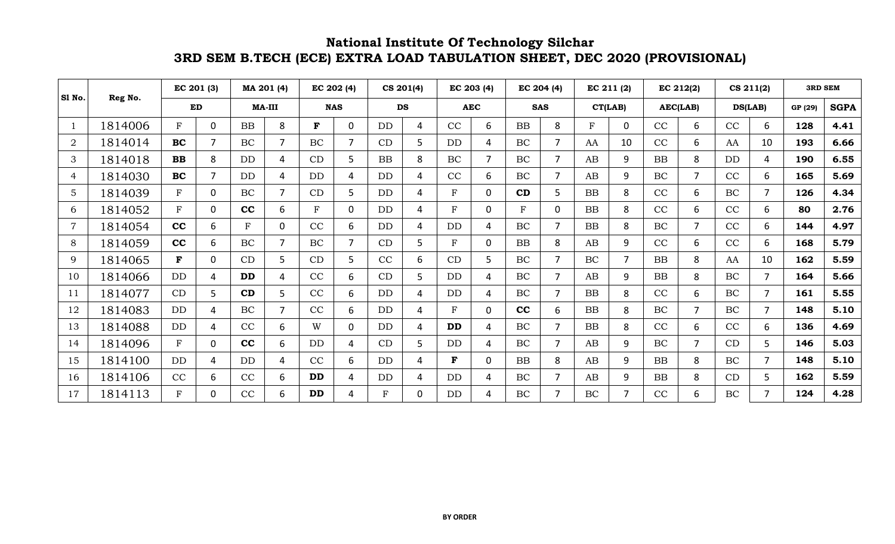# National Institute Of Technology Silchar

## 3RD SEM B.TECH (ECE) EXTRA LOAD TABULATION SHEET, DEC 2020 (PROVISIONAL)

| Sl No. | Reg No. | EC 201 (3) | | MA 201 (4) | | EC 202 (4) | | CS 201(4) | | EC 203 (4) | | EC 204 (4) | | EC 211 (2) | | EC 212(2) | | CS 211(2) | | 3RD SEM | |
|---|---|---|---|---|---|---|---|---|---|---|---|---|---|---|---|---|---|---|---|---|---|
| | | ED | | MA-III | | NAS | | DS | | AEC | | SAS | | CT(LAB) | | AEC(LAB) | | DS(LAB) | | GP (29) | SGPA |
| 1 | 1814006 | F | 0 | BB | 8 | **F** | 0 | DD | 4 | CC | 6 | BB | 8 | F | 0 | CC | 6 | CC | 6 | **128** | **4.41** |
| 2 | 1814014 | **BC** | 7 | BC | 7 | BC | 7 | CD | 5 | DD | 4 | BC | 7 | AA | 10 | CC | 6 | AA | 10 | **193** | **6.66** |
| 3 | 1814018 | **BB** | 8 | DD | 4 | CD | 5 | BB | 8 | BC | 7 | BC | 7 | AB | 9 | BB | 8 | DD | 4 | **190** | **6.55** |
| 4 | 1814030 | **BC** | 7 | DD | 4 | DD | 4 | DD | 4 | CC | 6 | BC | 7 | AB | 9 | BC | 7 | CC | 6 | **165** | **5.69** |
| 5 | 1814039 | F | 0 | BC | 7 | CD | 5 | DD | 4 | F | 0 | **CD** | 5 | BB | 8 | CC | 6 | BC | 7 | **126** | **4.34** |
| 6 | 1814052 | F | 0 | **CC** | 6 | F | 0 | DD | 4 | F | 0 | F | 0 | BB | 8 | CC | 6 | CC | 6 | **80** | **2.76** |
| 7 | 1814054 | **CC** | 6 | F | 0 | CC | 6 | DD | 4 | DD | 4 | BC | 7 | BB | 8 | BC | 7 | CC | 6 | **144** | **4.97** |
| 8 | 1814059 | **CC** | 6 | BC | 7 | BC | 7 | CD | 5 | F | 0 | BB | 8 | AB | 9 | CC | 6 | CC | 6 | **168** | **5.79** |
| 9 | 1814065 | **F** | 0 | CD | 5 | CD | 5 | CC | 6 | CD | 5 | BC | 7 | BC | 7 | BB | 8 | AA | 10 | **162** | **5.59** |
| 10 | 1814066 | DD | 4 | **DD** | 4 | CC | 6 | CD | 5 | DD | 4 | BC | 7 | AB | 9 | BB | 8 | BC | 7 | **164** | **5.66** |
| 11 | 1814077 | CD | 5 | **CD** | 5 | CC | 6 | DD | 4 | DD | 4 | BC | 7 | BB | 8 | CC | 6 | BC | 7 | **161** | **5.55** |
| 12 | 1814083 | DD | 4 | BC | 7 | CC | 6 | DD | 4 | F | 0 | **CC** | 6 | BB | 8 | BC | 7 | BC | 7 | **148** | **5.10** |
| 13 | 1814088 | DD | 4 | CC | 6 | W | 0 | DD | 4 | **DD** | 4 | BC | 7 | BB | 8 | CC | 6 | CC | 6 | **136** | **4.69** |
| 14 | 1814096 | F | 0 | **CC** | 6 | DD | 4 | CD | 5 | DD | 4 | BC | 7 | AB | 9 | BC | 7 | CD | 5 | **146** | **5.03** |
| 15 | 1814100 | DD | 4 | DD | 4 | CC | 6 | DD | 4 | **F** | 0 | BB | 8 | AB | 9 | BB | 8 | BC | 7 | **148** | **5.10** |
| 16 | 1814106 | CC | 6 | CC | 6 | **DD** | 4 | DD | 4 | DD | 4 | BC | 7 | AB | 9 | BB | 8 | CD | 5 | **162** | **5.59** |
| 17 | 1814113 | F | 0 | CC | 6 | **DD** | 4 | F | 0 | DD | 4 | BC | 7 | BC | 7 | CC | 6 | BC | 7 | **124** | **4.28** |

**BY ORDER**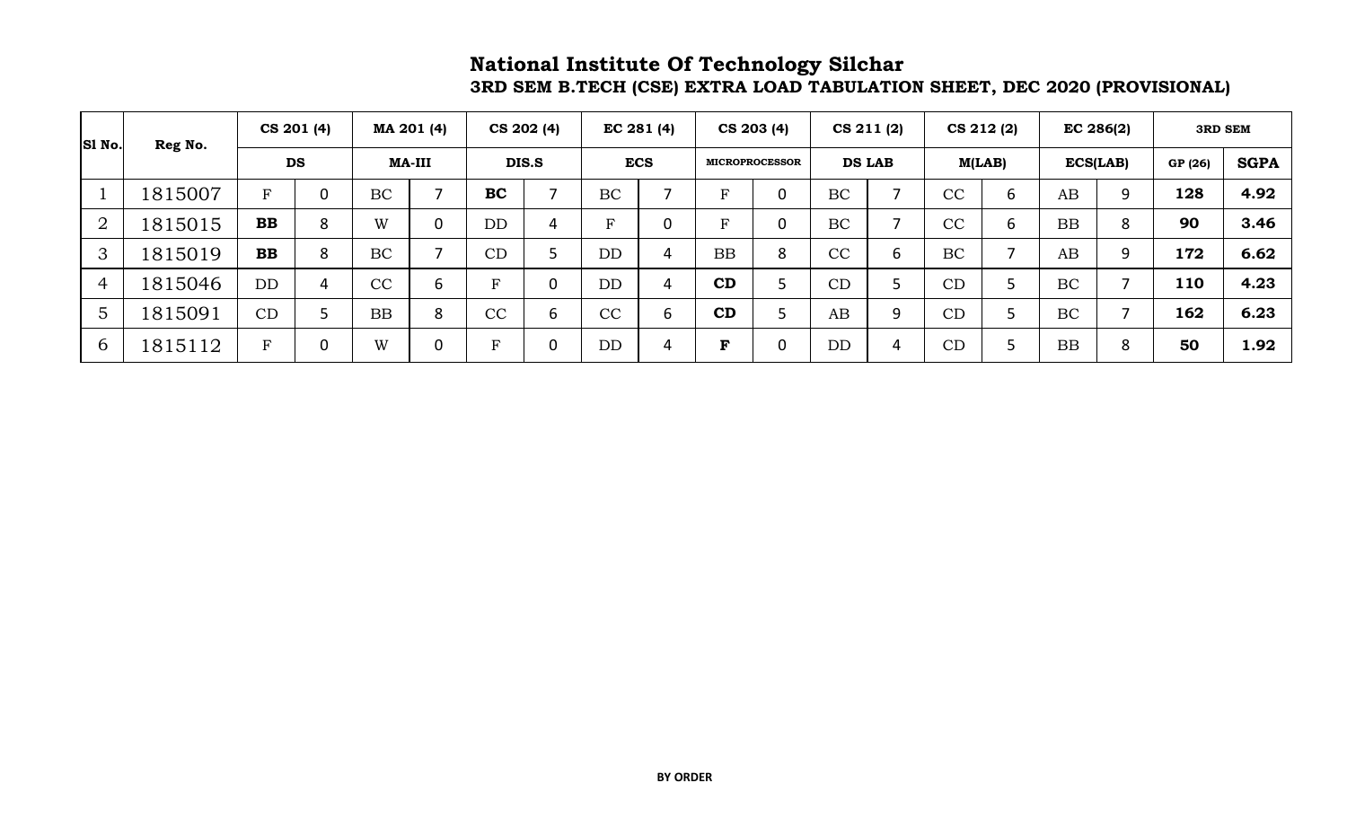# National Institute Of Technology Silchar

## 3RD SEM B.TECH (CSE) EXTRA LOAD TABULATION SHEET, DEC 2020 (PROVISIONAL)

| Sl No. | Reg No. | CS 201 (4) | | MA 201 (4) | | CS 202 (4) | | EC 281 (4) | | CS 203 (4) | | CS 211 (2) | | CS 212 (2) | | EC 286(2) | | 3RD SEM | |
|---|---|---|---|---|---|---|---|---|---|---|---|---|---|---|---|---|---|---|---|
| | | DS | | MA-III | | DIS.S | | ECS | | MICROPROCESSOR | | DS LAB | | M(LAB) | | ECS(LAB) | | GP (26) | SGPA |
| 1 | 1815007 | F | 0 | BC | 7 | **BC** | 7 | BC | 7 | F | 0 | BC | 7 | CC | 6 | AB | 9 | **128** | **4.92** |
| 2 | 1815015 | **BB** | 8 | W | 0 | DD | 4 | F | 0 | F | 0 | BC | 7 | CC | 6 | BB | 8 | **90** | **3.46** |
| 3 | 1815019 | **BB** | 8 | BC | 7 | CD | 5 | DD | 4 | BB | 8 | CC | 6 | BC | 7 | AB | 9 | **172** | **6.62** |
| 4 | 1815046 | DD | 4 | CC | 6 | F | 0 | DD | 4 | **CD** | 5 | CD | 5 | CD | 5 | BC | 7 | **110** | **4.23** |
| 5 | 1815091 | CD | 5 | BB | 8 | CC | 6 | CC | 6 | **CD** | 5 | AB | 9 | CD | 5 | BC | 7 | **162** | **6.23** |
| 6 | 1815112 | F | 0 | W | 0 | F | 0 | DD | 4 | **F** | 0 | DD | 4 | CD | 5 | BB | 8 | **50** | **1.92** |

**BY ORDER**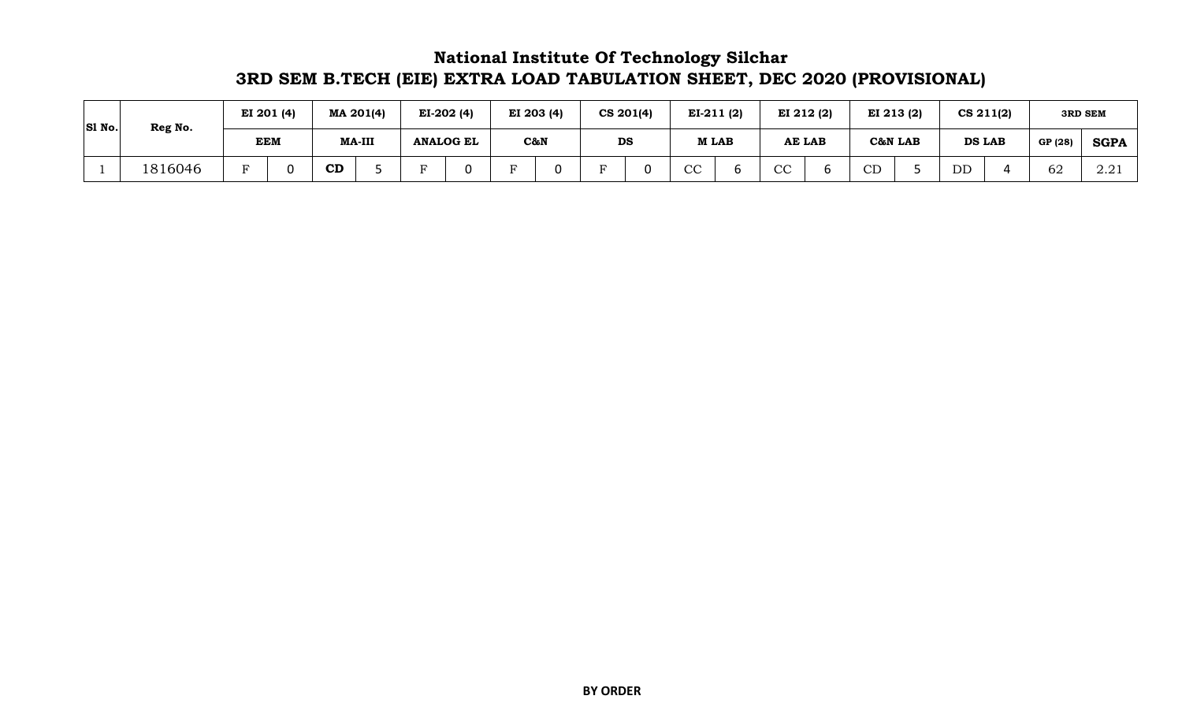# National Institute Of Technology Silchar
## 3RD SEM B.TECH (EIE) EXTRA LOAD TABULATION SHEET, DEC 2020 (PROVISIONAL)

| Sl No. | Reg No. | EI 201 (4) | | MA 201(4) | | EI-202 (4) | | EI 203 (4) | | CS 201(4) | | EI-211 (2) | | EI 212 (2) | | EI 213 (2) | | CS 211(2) | | 3RD SEM | |
|---|---|---|---|---|---|---|---|---|---|---|---|---|---|---|---|---|---|---|---|---|---|
| | | EEM | | MA-III | | ANALOG EL | | C&N | | DS | | M LAB | | AE LAB | | C&N LAB | | DS LAB | | GP (28) | SGPA |
| 1 | 1816046 | F | 0 | CD | 5 | F | 0 | F | 0 | F | 0 | CC | 6 | CC | 6 | CD | 5 | DD | 4 | 62 | 2.21 |

**BY ORDER**